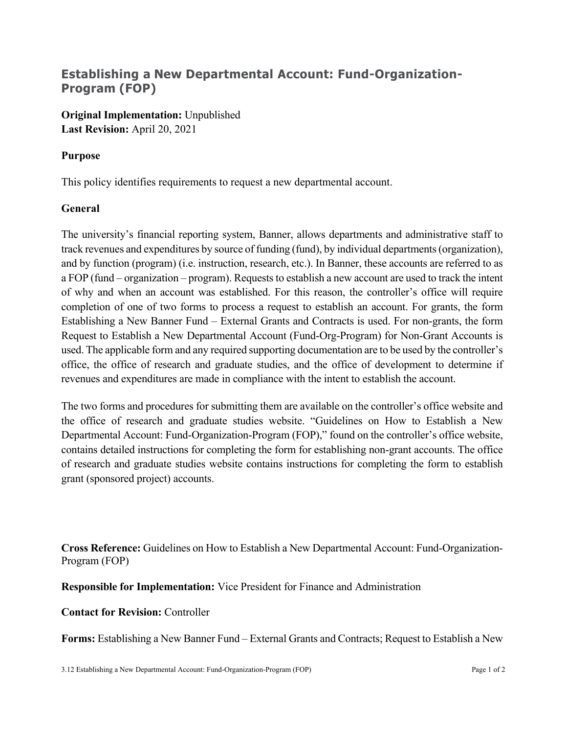# Establishing a New Departmental Account: Fund-Organization-Program (FOP)

**Original Implementation:** Unpublished
**Last Revision:** April 20, 2021

## Purpose

This policy identifies requirements to request a new departmental account.

## General

The university's financial reporting system, Banner, allows departments and administrative staff to track revenues and expenditures by source of funding (fund), by individual departments (organization), and by function (program) (i.e. instruction, research, etc.). In Banner, these accounts are referred to as a FOP (fund – organization – program). Requests to establish a new account are used to track the intent of why and when an account was established. For this reason, the controller's office will require completion of one of two forms to process a request to establish an account. For grants, the form Establishing a New Banner Fund – External Grants and Contracts is used. For non-grants, the form Request to Establish a New Departmental Account (Fund-Org-Program) for Non-Grant Accounts is used. The applicable form and any required supporting documentation are to be used by the controller's office, the office of research and graduate studies, and the office of development to determine if revenues and expenditures are made in compliance with the intent to establish the account.

The two forms and procedures for submitting them are available on the controller's office website and the office of research and graduate studies website. "Guidelines on How to Establish a New Departmental Account: Fund-Organization-Program (FOP)," found on the controller's office website, contains detailed instructions for completing the form for establishing non-grant accounts. The office of research and graduate studies website contains instructions for completing the form to establish grant (sponsored project) accounts.

**Cross Reference:** Guidelines on How to Establish a New Departmental Account: Fund-Organization-Program (FOP)

**Responsible for Implementation:** Vice President for Finance and Administration

**Contact for Revision:** Controller

**Forms:** Establishing a New Banner Fund – External Grants and Contracts; Request to Establish a New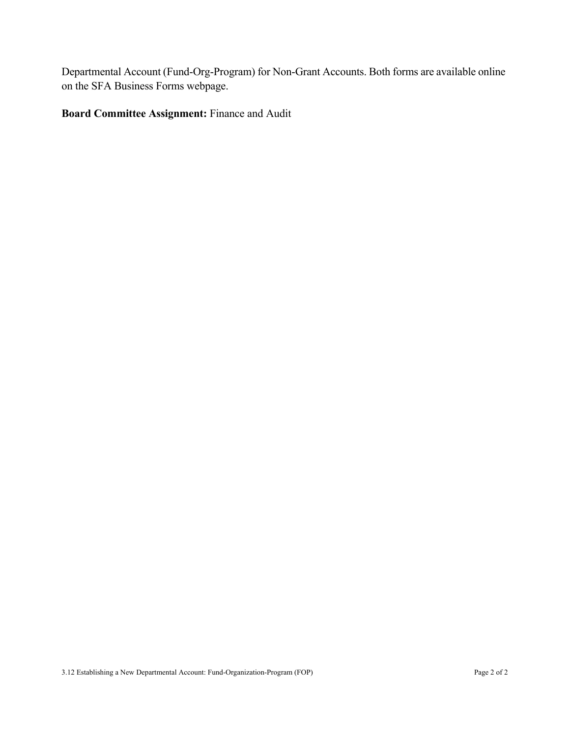Departmental Account (Fund-Org-Program) for Non-Grant Accounts. Both forms are available online on the SFA Business Forms webpage.

**Board Committee Assignment:** Finance and Audit